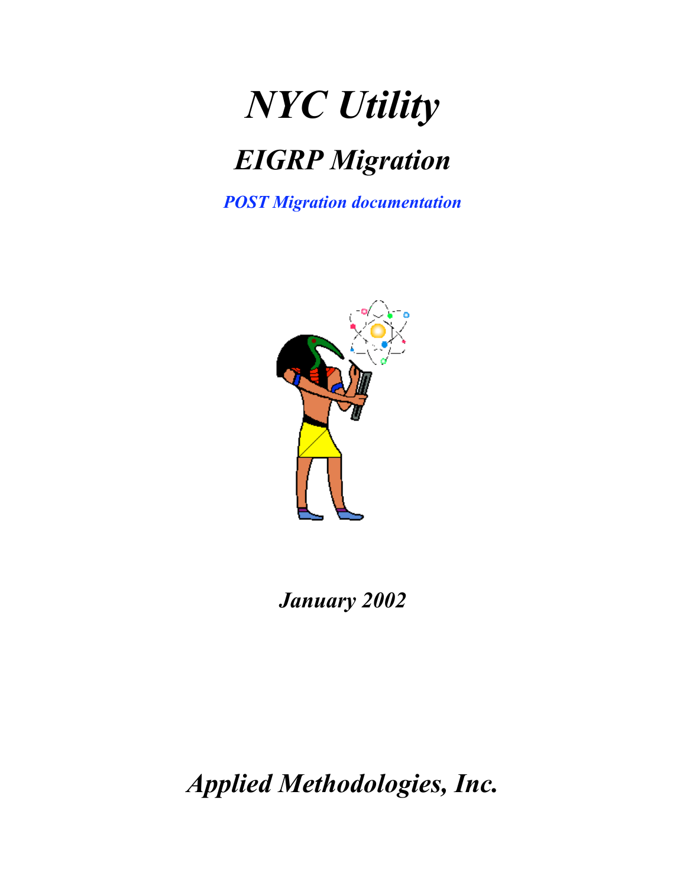# *NYC Utility*

## *EIGRP Migration*

***POST Migration documentation***

***January 2002***

## *Applied Methodologies, Inc.*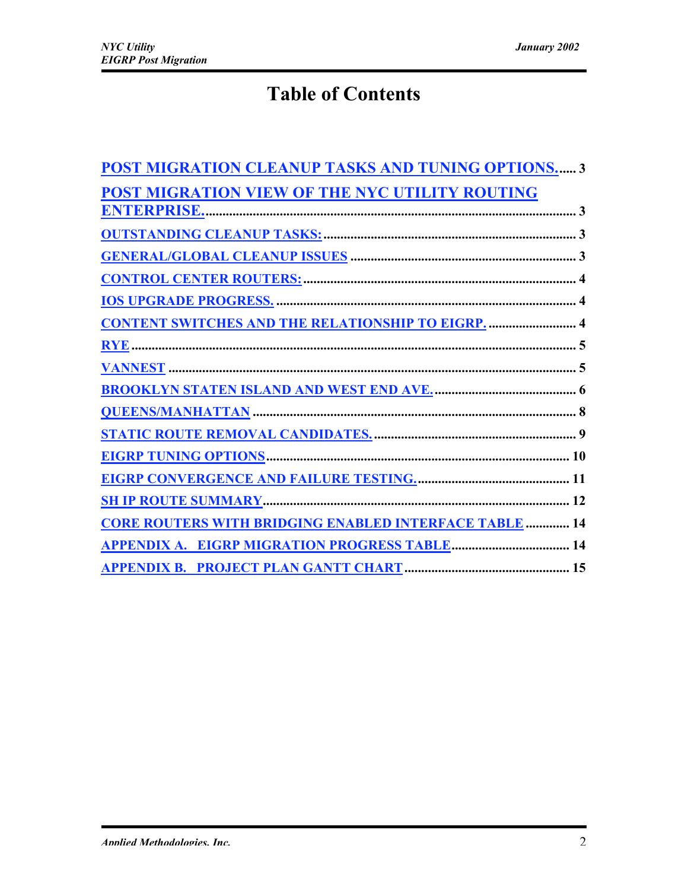# Table of Contents

POST MIGRATION CLEANUP TASKS AND TUNING OPTIONS. ..... 3

POST MIGRATION VIEW OF THE NYC UTILITY ROUTING ENTERPRISE. ..... 3

OUTSTANDING CLEANUP TASKS: ..... 3

GENERAL/GLOBAL CLEANUP ISSUES ..... 3

CONTROL CENTER ROUTERS: ..... 4

IOS UPGRADE PROGRESS. ..... 4

CONTENT SWITCHES AND THE RELATIONSHIP TO EIGRP. ..... 4

RYE ..... 5

VANNEST ..... 5

BROOKLYN STATEN ISLAND AND WEST END AVE. ..... 6

QUEENS/MANHATTAN ..... 8

STATIC ROUTE REMOVAL CANDIDATES. ..... 9

EIGRP TUNING OPTIONS ..... 10

EIGRP CONVERGENCE AND FAILURE TESTING. ..... 11

SH IP ROUTE SUMMARY ..... 12

CORE ROUTERS WITH BRIDGING ENABLED INTERFACE TABLE ..... 14

APPENDIX A. EIGRP MIGRATION PROGRESS TABLE ..... 14

APPENDIX B. PROJECT PLAN GANTT CHART ..... 15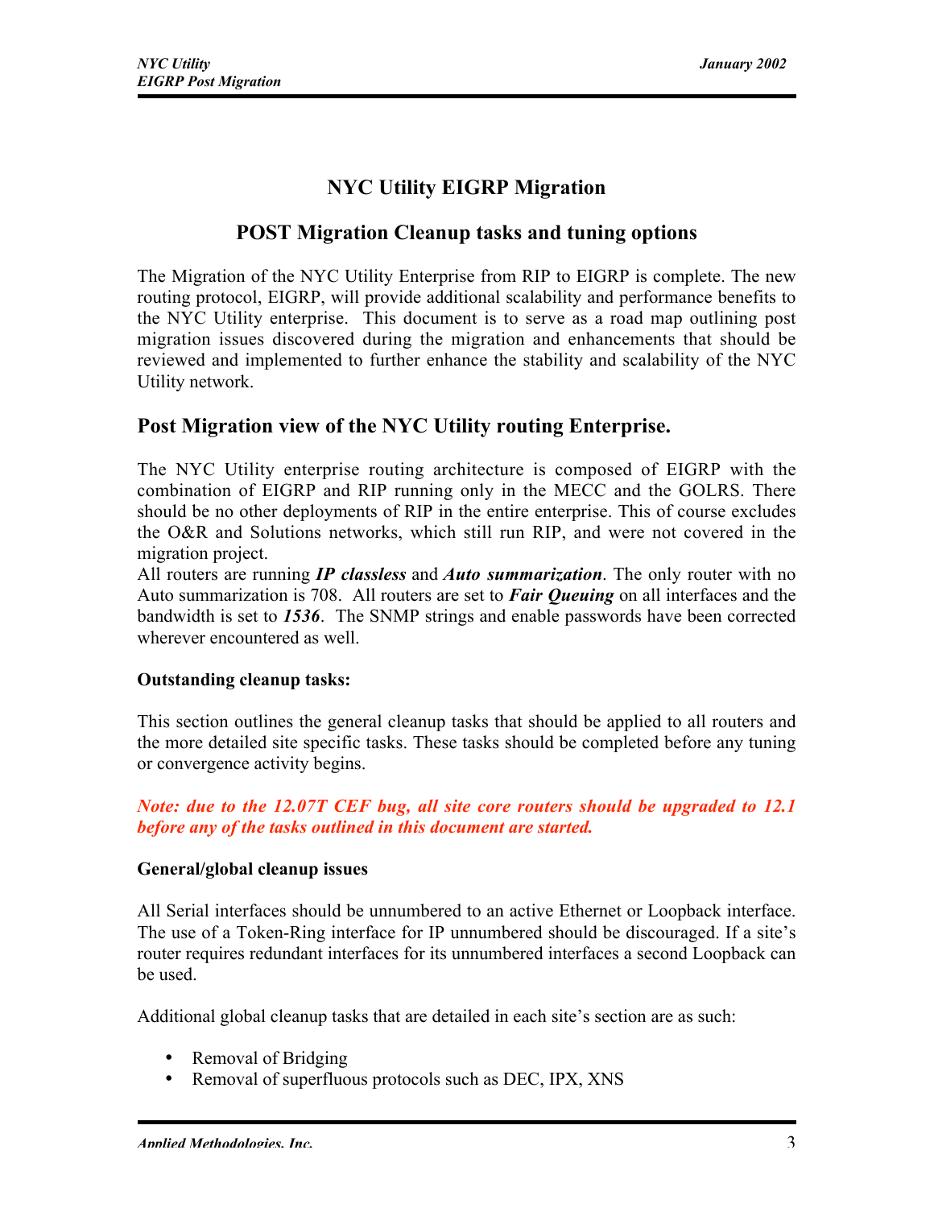# NYC Utility EIGRP Migration

## POST Migration Cleanup tasks and tuning options

The Migration of the NYC Utility Enterprise from RIP to EIGRP is complete. The new routing protocol, EIGRP, will provide additional scalability and performance benefits to the NYC Utility enterprise. This document is to serve as a road map outlining post migration issues discovered during the migration and enhancements that should be reviewed and implemented to further enhance the stability and scalability of the NYC Utility network.

## Post Migration view of the NYC Utility routing Enterprise.

The NYC Utility enterprise routing architecture is composed of EIGRP with the combination of EIGRP and RIP running only in the MECC and the GOLRS. There should be no other deployments of RIP in the entire enterprise. This of course excludes the O&R and Solutions networks, which still run RIP, and were not covered in the migration project.

All routers are running ***IP classless*** and ***Auto summarization***. The only router with no Auto summarization is 708. All routers are set to ***Fair Queuing*** on all interfaces and the bandwidth is set to ***1536***. The SNMP strings and enable passwords have been corrected wherever encountered as well.

**Outstanding cleanup tasks:**

This section outlines the general cleanup tasks that should be applied to all routers and the more detailed site specific tasks. These tasks should be completed before any tuning or convergence activity begins.

***Note: due to the 12.07T CEF bug, all site core routers should be upgraded to 12.1 before any of the tasks outlined in this document are started.***

**General/global cleanup issues**

All Serial interfaces should be unnumbered to an active Ethernet or Loopback interface. The use of a Token-Ring interface for IP unnumbered should be discouraged. If a site's router requires redundant interfaces for its unnumbered interfaces a second Loopback can be used.

Additional global cleanup tasks that are detailed in each site's section are as such:

- Removal of Bridging
- Removal of superfluous protocols such as DEC, IPX, XNS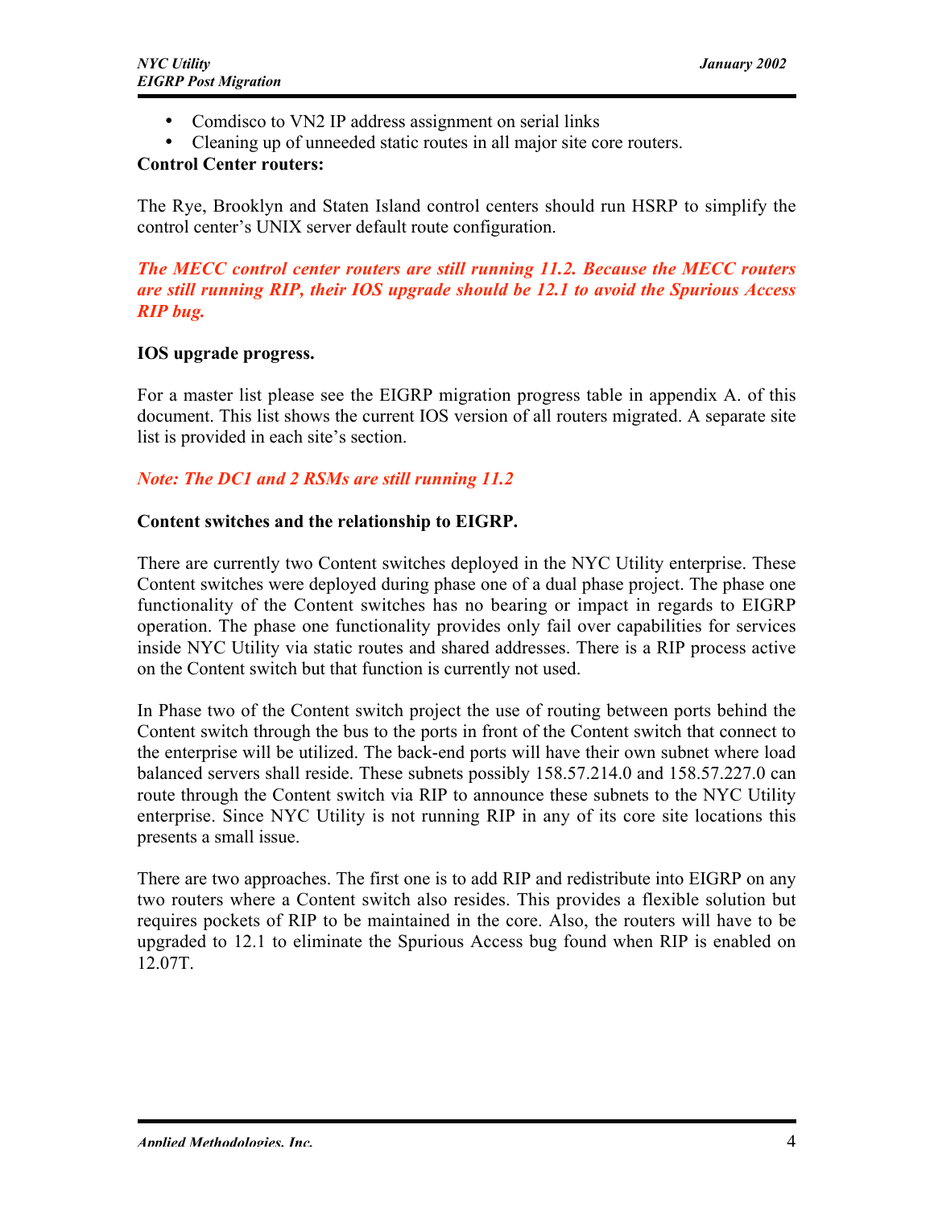- Comdisco to VN2 IP address assignment on serial links
- Cleaning up of unneeded static routes in all major site core routers.

**Control Center routers:**

The Rye, Brooklyn and Staten Island control centers should run HSRP to simplify the control center's UNIX server default route configuration.

***The MECC control center routers are still running 11.2. Because the MECC routers are still running RIP, their IOS upgrade should be 12.1 to avoid the Spurious Access RIP bug.***

**IOS upgrade progress.**

For a master list please see the EIGRP migration progress table in appendix A. of this document. This list shows the current IOS version of all routers migrated. A separate site list is provided in each site's section.

***Note: The DC1 and 2 RSMs are still running 11.2***

**Content switches and the relationship to EIGRP.**

There are currently two Content switches deployed in the NYC Utility enterprise. These Content switches were deployed during phase one of a dual phase project. The phase one functionality of the Content switches has no bearing or impact in regards to EIGRP operation. The phase one functionality provides only fail over capabilities for services inside NYC Utility via static routes and shared addresses. There is a RIP process active on the Content switch but that function is currently not used.

In Phase two of the Content switch project the use of routing between ports behind the Content switch through the bus to the ports in front of the Content switch that connect to the enterprise will be utilized. The back-end ports will have their own subnet where load balanced servers shall reside. These subnets possibly 158.57.214.0 and 158.57.227.0 can route through the Content switch via RIP to announce these subnets to the NYC Utility enterprise. Since NYC Utility is not running RIP in any of its core site locations this presents a small issue.

There are two approaches. The first one is to add RIP and redistribute into EIGRP on any two routers where a Content switch also resides. This provides a flexible solution but requires pockets of RIP to be maintained in the core. Also, the routers will have to be upgraded to 12.1 to eliminate the Spurious Access bug found when RIP is enabled on 12.07T.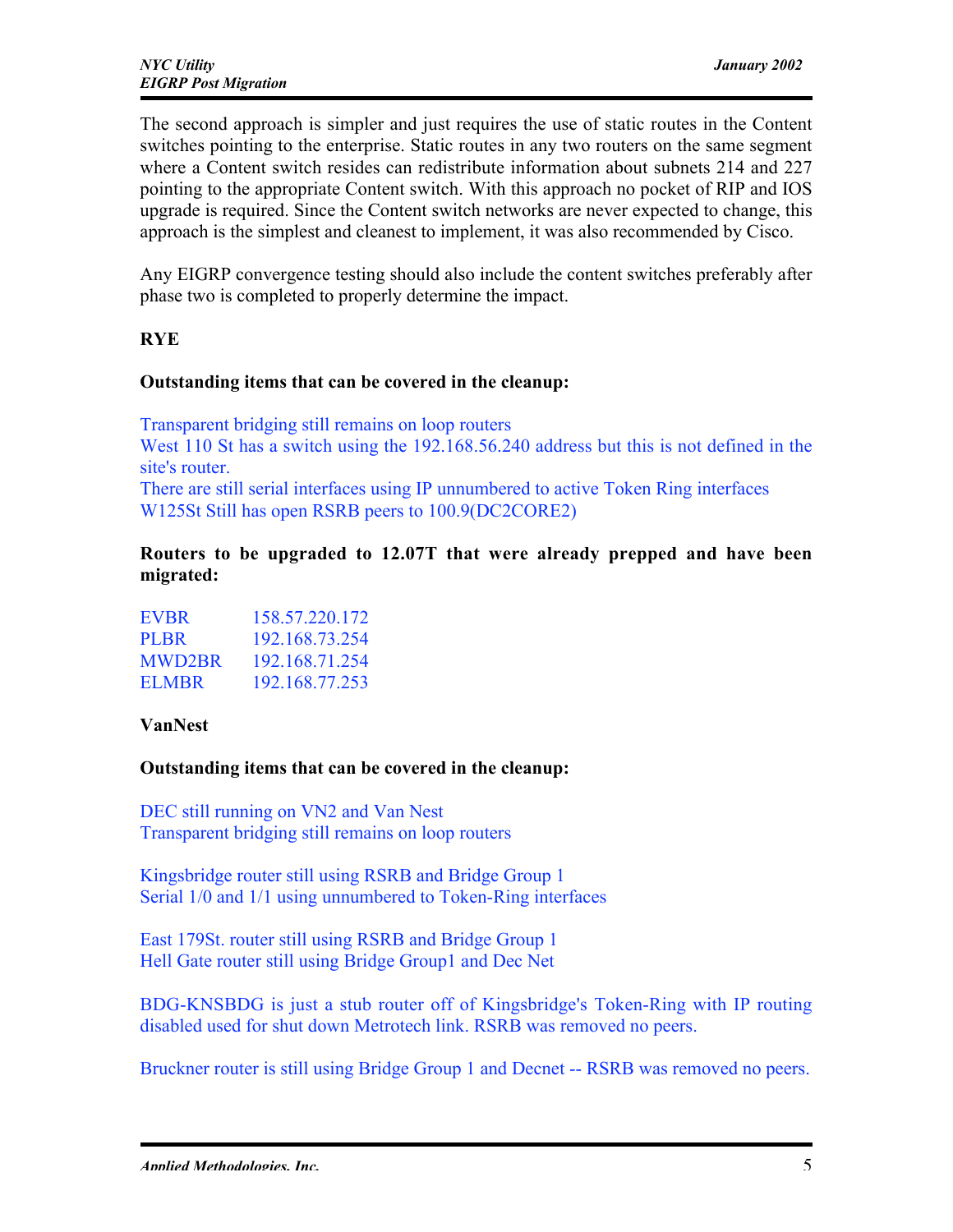The second approach is simpler and just requires the use of static routes in the Content switches pointing to the enterprise. Static routes in any two routers on the same segment where a Content switch resides can redistribute information about subnets 214 and 227 pointing to the appropriate Content switch. With this approach no pocket of RIP and IOS upgrade is required. Since the Content switch networks are never expected to change, this approach is the simplest and cleanest to implement, it was also recommended by Cisco.

Any EIGRP convergence testing should also include the content switches preferably after phase two is completed to properly determine the impact.

**RYE**

**Outstanding items that can be covered in the cleanup:**

Transparent bridging still remains on loop routers
West 110 St has a switch using the 192.168.56.240 address but this is not defined in the site's router.
There are still serial interfaces using IP unnumbered to active Token Ring interfaces
W125St Still has open RSRB peers to 100.9(DC2CORE2)

**Routers to be upgraded to 12.07T that were already prepped and have been migrated:**

| | |
|---|---|
| EVBR | 158.57.220.172 |
| PLBR | 192.168.73.254 |
| MWD2BR | 192.168.71.254 |
| ELMBR | 192.168.77.253 |

**VanNest**

**Outstanding items that can be covered in the cleanup:**

DEC still running on VN2 and Van Nest
Transparent bridging still remains on loop routers

Kingsbridge router still using RSRB and Bridge Group 1
Serial 1/0 and 1/1 using unnumbered to Token-Ring interfaces

East 179St. router still using RSRB and Bridge Group 1
Hell Gate router still using Bridge Group1 and Dec Net

BDG-KNSBDG is just a stub router off of Kingsbridge's Token-Ring with IP routing disabled used for shut down Metrotech link. RSRB was removed no peers.

Bruckner router is still using Bridge Group 1 and Decnet -- RSRB was removed no peers.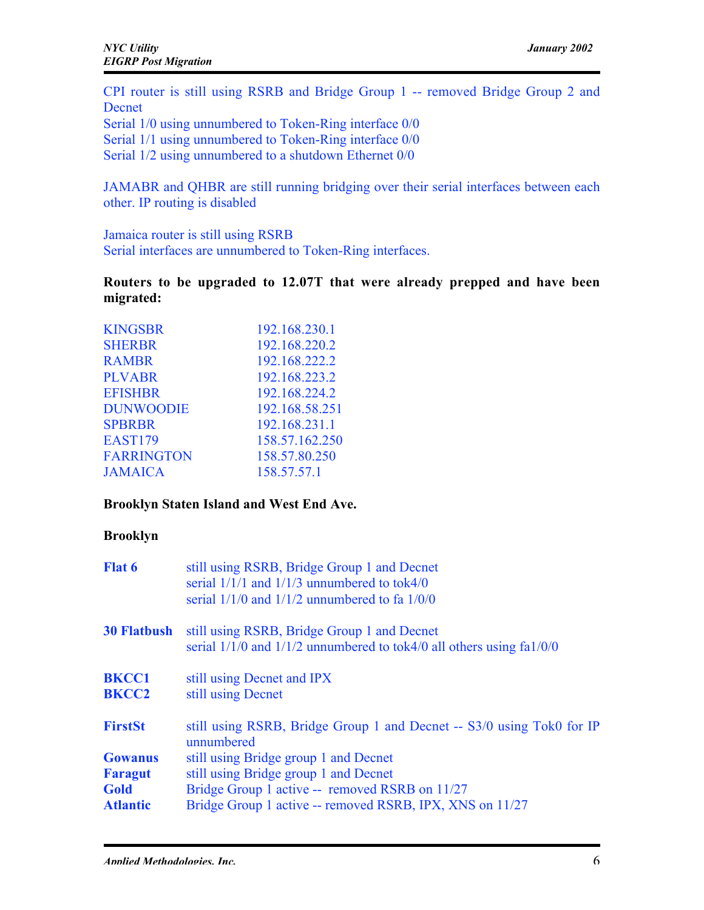CPI router is still using RSRB and Bridge Group 1 -- removed Bridge Group 2 and Decnet
Serial 1/0 using unnumbered to Token-Ring interface 0/0
Serial 1/1 using unnumbered to Token-Ring interface 0/0
Serial 1/2 using unnumbered to a shutdown Ethernet 0/0

JAMABR and QHBR are still running bridging over their serial interfaces between each other. IP routing is disabled

Jamaica router is still using RSRB
Serial interfaces are unnumbered to Token-Ring interfaces.

**Routers to be upgraded to 12.07T that were already prepped and have been migrated:**

| | |
|---|---|
| KINGSBR | 192.168.230.1 |
| SHERBR | 192.168.220.2 |
| RAMBR | 192.168.222.2 |
| PLVABR | 192.168.223.2 |
| EFISHBR | 192.168.224.2 |
| DUNWOODIE | 192.168.58.251 |
| SPBRBR | 192.168.231.1 |
| EAST179 | 158.57.162.250 |
| FARRINGTON | 158.57.80.250 |
| JAMAICA | 158.57.57.1 |

**Brooklyn Staten Island and West End Ave.**

**Brooklyn**

**Flat 6** — still using RSRB, Bridge Group 1 and Decnet
serial 1/1/1 and 1/1/3 unnumbered to tok4/0
serial 1/1/0 and 1/1/2 unnumbered to fa 1/0/0

**30 Flatbush** — still using RSRB, Bridge Group 1 and Decnet
serial 1/1/0 and 1/1/2 unnumbered to tok4/0 all others using fa1/0/0

**BKCC1** — still using Decnet and IPX
**BKCC2** — still using Decnet

**FirstSt** — still using RSRB, Bridge Group 1 and Decnet -- S3/0 using Tok0 for IP unnumbered
**Gowanus** — still using Bridge group 1 and Decnet
**Faragut** — still using Bridge group 1 and Decnet
**Gold** — Bridge Group 1 active -- removed RSRB on 11/27
**Atlantic** — Bridge Group 1 active -- removed RSRB, IPX, XNS on 11/27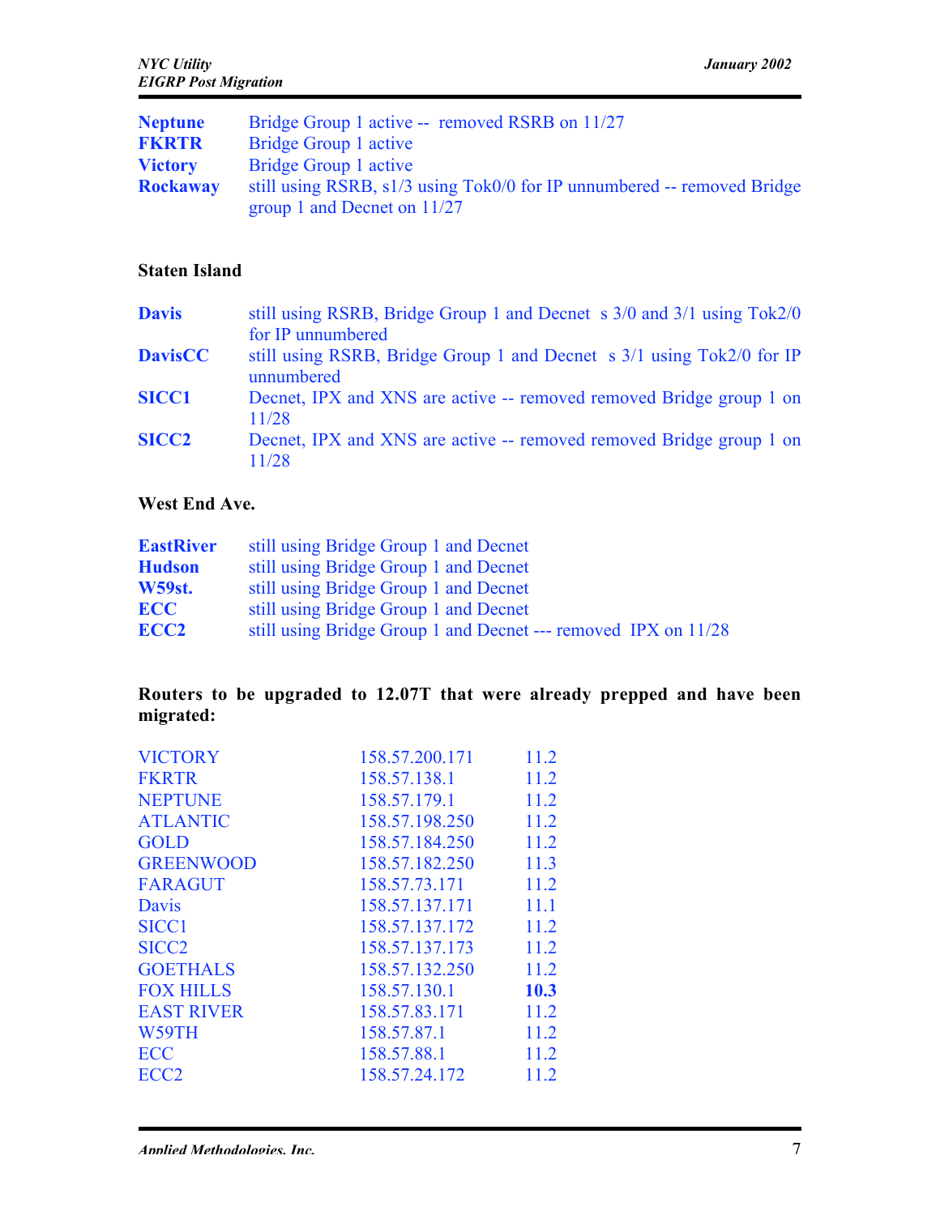| | |
|---|---|
| **Neptune** | Bridge Group 1 active -- removed RSRB on 11/27 |
| **FKRTR** | Bridge Group 1 active |
| **Victory** | Bridge Group 1 active |
| **Rockaway** | still using RSRB, s1/3 using Tok0/0 for IP unnumbered -- removed Bridge group 1 and Decnet on 11/27 |

**Staten Island**

| | |
|---|---|
| **Davis** | still using RSRB, Bridge Group 1 and Decnet s 3/0 and 3/1 using Tok2/0 for IP unnumbered |
| **DavisCC** | still using RSRB, Bridge Group 1 and Decnet s 3/1 using Tok2/0 for IP unnumbered |
| **SICC1** | Decnet, IPX and XNS are active -- removed removed Bridge group 1 on 11/28 |
| **SICC2** | Decnet, IPX and XNS are active -- removed removed Bridge group 1 on 11/28 |

**West End Ave.**

| | |
|---|---|
| **EastRiver** | still using Bridge Group 1 and Decnet |
| **Hudson** | still using Bridge Group 1 and Decnet |
| **W59st.** | still using Bridge Group 1 and Decnet |
| **ECC** | still using Bridge Group 1 and Decnet |
| **ECC2** | still using Bridge Group 1 and Decnet --- removed IPX on 11/28 |

**Routers to be upgraded to 12.07T that were already prepped and have been migrated:**

| | | |
|---|---|---|
| VICTORY | 158.57.200.171 | 11.2 |
| FKRTR | 158.57.138.1 | 11.2 |
| NEPTUNE | 158.57.179.1 | 11.2 |
| ATLANTIC | 158.57.198.250 | 11.2 |
| GOLD | 158.57.184.250 | 11.2 |
| GREENWOOD | 158.57.182.250 | 11.3 |
| FARAGUT | 158.57.73.171 | 11.2 |
| Davis | 158.57.137.171 | 11.1 |
| SICC1 | 158.57.137.172 | 11.2 |
| SICC2 | 158.57.137.173 | 11.2 |
| GOETHALS | 158.57.132.250 | 11.2 |
| FOX HILLS | 158.57.130.1 | **10.3** |
| EAST RIVER | 158.57.83.171 | 11.2 |
| W59TH | 158.57.87.1 | 11.2 |
| ECC | 158.57.88.1 | 11.2 |
| ECC2 | 158.57.24.172 | 11.2 |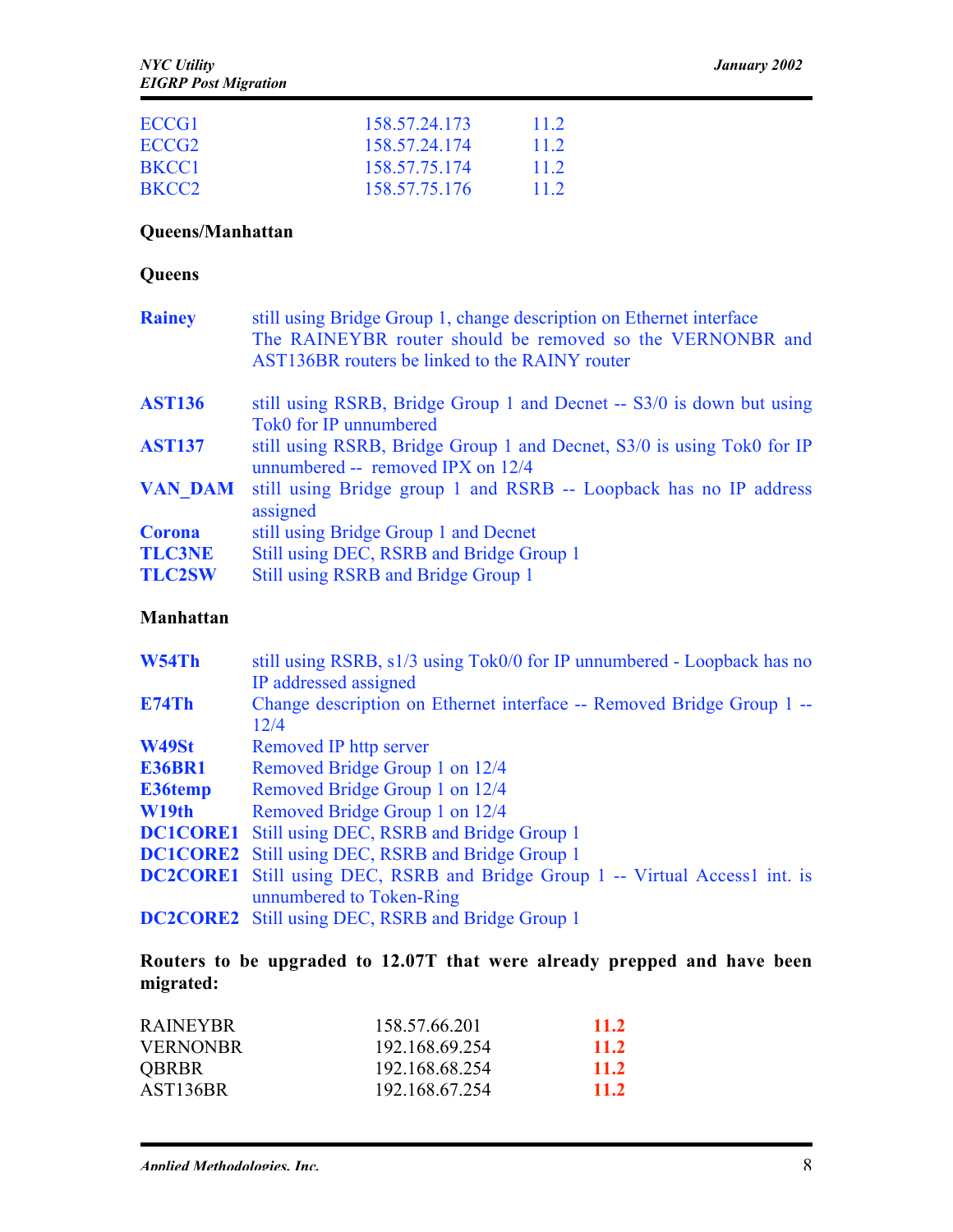| | | |
|---|---|---|
| ECCG1 | 158.57.24.173 | 11.2 |
| ECCG2 | 158.57.24.174 | 11.2 |
| BKCC1 | 158.57.75.174 | 11.2 |
| BKCC2 | 158.57.75.176 | 11.2 |

**Queens/Manhattan**

**Queens**

| | |
|---|---|
| **Rainey** | still using Bridge Group 1, change description on Ethernet interface The RAINEYBR router should be removed so the VERNONBR and AST136BR routers be linked to the RAINY router |
| **AST136** | still using RSRB, Bridge Group 1 and Decnet -- S3/0 is down but using Tok0 for IP unnumbered |
| **AST137** | still using RSRB, Bridge Group 1 and Decnet, S3/0 is using Tok0 for IP unnumbered -- removed IPX on 12/4 |
| **VAN_DAM** | still using Bridge group 1 and RSRB -- Loopback has no IP address assigned |
| **Corona** | still using Bridge Group 1 and Decnet |
| **TLC3NE** | Still using DEC, RSRB and Bridge Group 1 |
| **TLC2SW** | Still using RSRB and Bridge Group 1 |

**Manhattan**

| | |
|---|---|
| **W54Th** | still using RSRB, s1/3 using Tok0/0 for IP unnumbered - Loopback has no IP addressed assigned |
| **E74Th** | Change description on Ethernet interface -- Removed Bridge Group 1 -- 12/4 |
| **W49St** | Removed IP http server |
| **E36BR1** | Removed Bridge Group 1 on 12/4 |
| **E36temp** | Removed Bridge Group 1 on 12/4 |
| **W19th** | Removed Bridge Group 1 on 12/4 |
| **DC1CORE1** | Still using DEC, RSRB and Bridge Group 1 |
| **DC1CORE2** | Still using DEC, RSRB and Bridge Group 1 |
| **DC2CORE1** | Still using DEC, RSRB and Bridge Group 1 -- Virtual Access1 int. is unnumbered to Token-Ring |
| **DC2CORE2** | Still using DEC, RSRB and Bridge Group 1 |

**Routers to be upgraded to 12.07T that were already prepped and have been migrated:**

| | | |
|---|---|---|
| RAINEYBR | 158.57.66.201 | **11.2** |
| VERNONBR | 192.168.69.254 | **11.2** |
| QBRBR | 192.168.68.254 | **11.2** |
| AST136BR | 192.168.67.254 | **11.2** |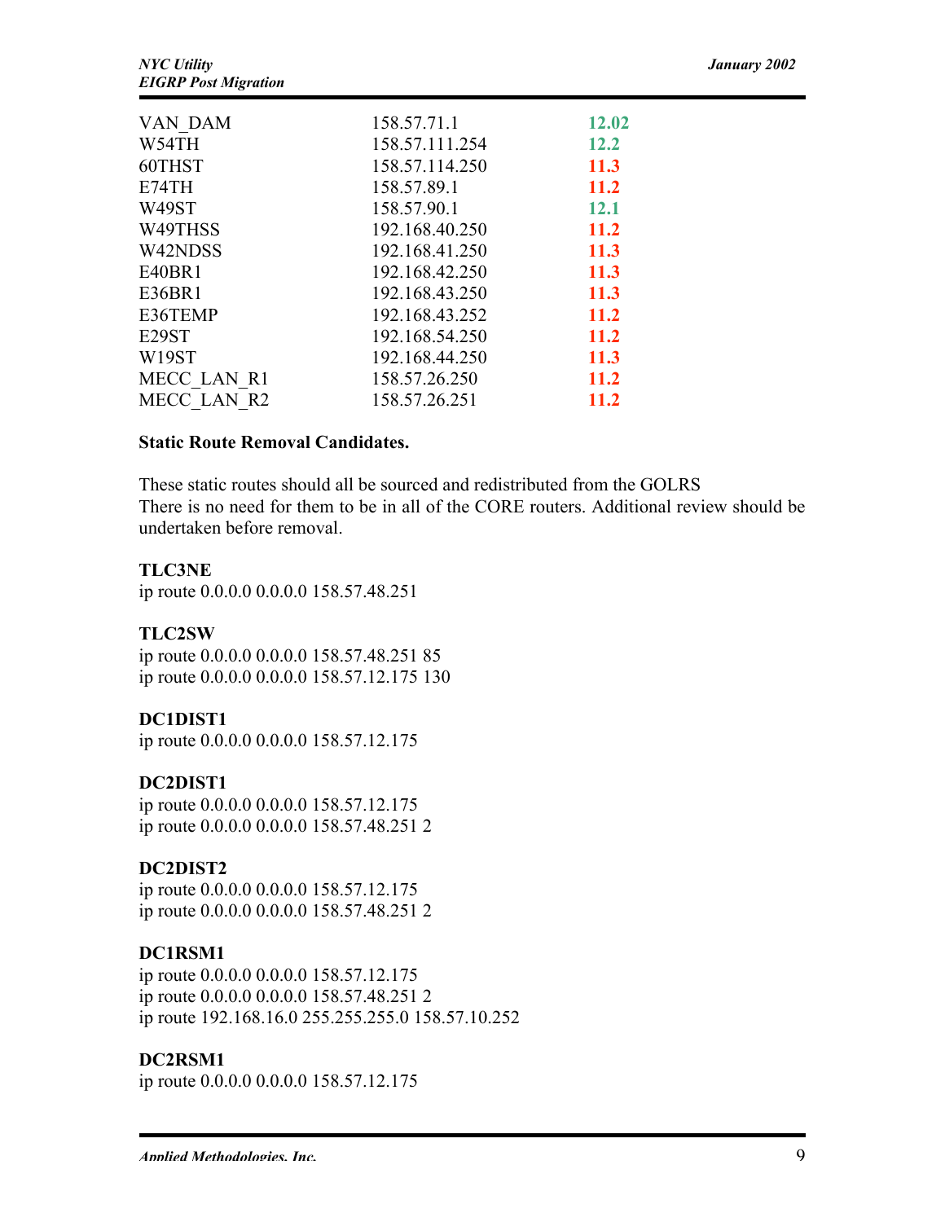| | | |
|---|---|---|
| VAN_DAM | 158.57.71.1 | 12.02 |
| W54TH | 158.57.111.254 | 12.2 |
| 60THST | 158.57.114.250 | 11.3 |
| E74TH | 158.57.89.1 | 11.2 |
| W49ST | 158.57.90.1 | 12.1 |
| W49THSS | 192.168.40.250 | 11.2 |
| W42NDSS | 192.168.41.250 | 11.3 |
| E40BR1 | 192.168.42.250 | 11.3 |
| E36BR1 | 192.168.43.250 | 11.3 |
| E36TEMP | 192.168.43.252 | 11.2 |
| E29ST | 192.168.54.250 | 11.2 |
| W19ST | 192.168.44.250 | 11.3 |
| MECC_LAN_R1 | 158.57.26.250 | 11.2 |
| MECC_LAN_R2 | 158.57.26.251 | 11.2 |

**Static Route Removal Candidates.**

These static routes should all be sourced and redistributed from the GOLRS
There is no need for them to be in all of the CORE routers. Additional review should be undertaken before removal.

**TLC3NE**
ip route 0.0.0.0 0.0.0.0 158.57.48.251

**TLC2SW**
ip route 0.0.0.0 0.0.0.0 158.57.48.251 85
ip route 0.0.0.0 0.0.0.0 158.57.12.175 130

**DC1DIST1**
ip route 0.0.0.0 0.0.0.0 158.57.12.175

**DC2DIST1**
ip route 0.0.0.0 0.0.0.0 158.57.12.175
ip route 0.0.0.0 0.0.0.0 158.57.48.251 2

**DC2DIST2**
ip route 0.0.0.0 0.0.0.0 158.57.12.175
ip route 0.0.0.0 0.0.0.0 158.57.48.251 2

**DC1RSM1**
ip route 0.0.0.0 0.0.0.0 158.57.12.175
ip route 0.0.0.0 0.0.0.0 158.57.48.251 2
ip route 192.168.16.0 255.255.255.0 158.57.10.252

**DC2RSM1**
ip route 0.0.0.0 0.0.0.0 158.57.12.175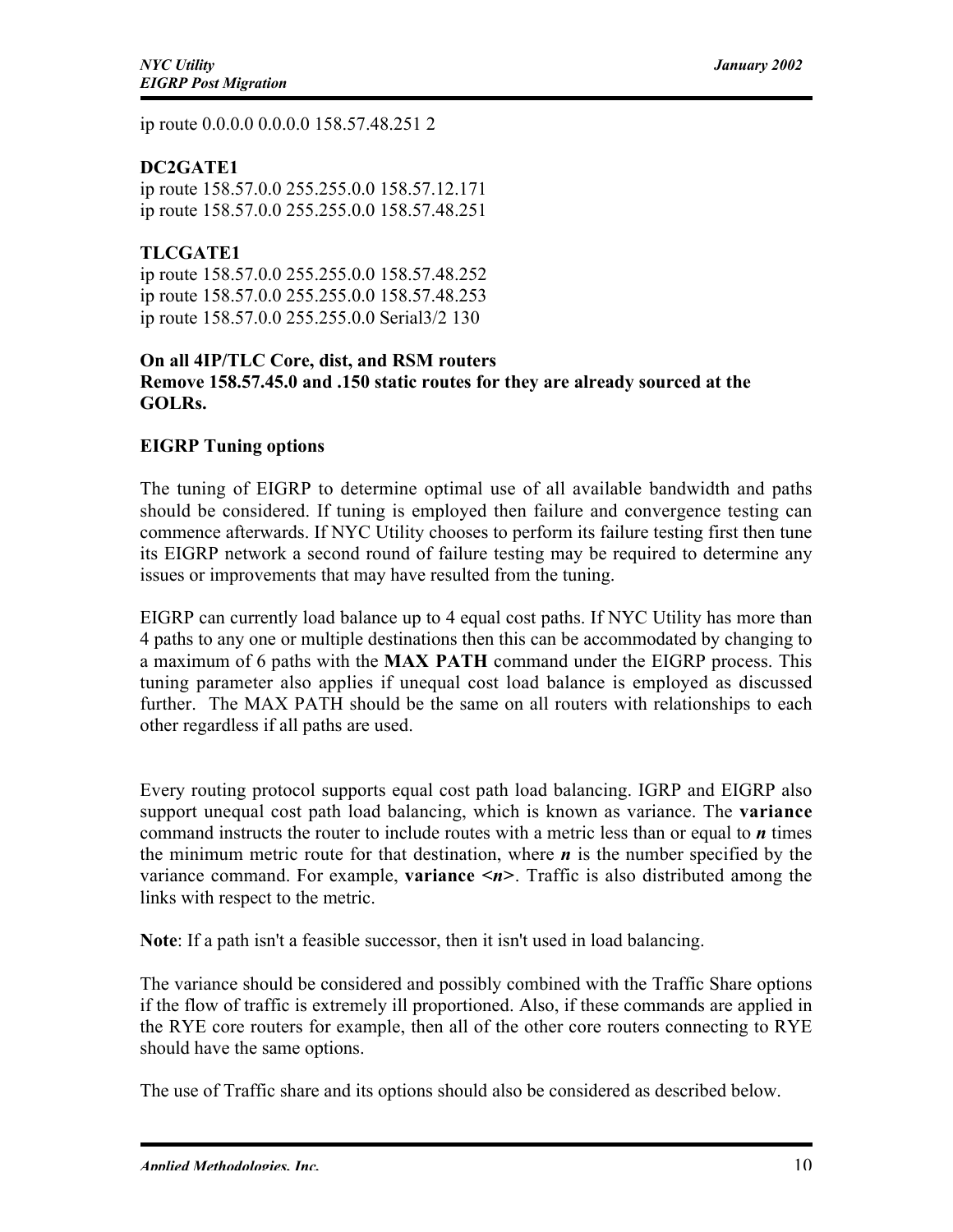ip route 0.0.0.0 0.0.0.0 158.57.48.251 2

**DC2GATE1**
ip route 158.57.0.0 255.255.0.0 158.57.12.171
ip route 158.57.0.0 255.255.0.0 158.57.48.251

**TLCGATE1**
ip route 158.57.0.0 255.255.0.0 158.57.48.252
ip route 158.57.0.0 255.255.0.0 158.57.48.253
ip route 158.57.0.0 255.255.0.0 Serial3/2 130

**On all 4IP/TLC Core, dist, and RSM routers**
**Remove 158.57.45.0 and .150 static routes for they are already sourced at the GOLRs.**

**EIGRP Tuning options**

The tuning of EIGRP to determine optimal use of all available bandwidth and paths should be considered. If tuning is employed then failure and convergence testing can commence afterwards. If NYC Utility chooses to perform its failure testing first then tune its EIGRP network a second round of failure testing may be required to determine any issues or improvements that may have resulted from the tuning.

EIGRP can currently load balance up to 4 equal cost paths. If NYC Utility has more than 4 paths to any one or multiple destinations then this can be accommodated by changing to a maximum of 6 paths with the **MAX PATH** command under the EIGRP process. This tuning parameter also applies if unequal cost load balance is employed as discussed further. The MAX PATH should be the same on all routers with relationships to each other regardless if all paths are used.

Every routing protocol supports equal cost path load balancing. IGRP and EIGRP also support unequal cost path load balancing, which is known as variance. The **variance** command instructs the router to include routes with a metric less than or equal to ***n*** times the minimum metric route for that destination, where ***n*** is the number specified by the variance command. For example, **variance <*n*>**. Traffic is also distributed among the links with respect to the metric.

**Note**: If a path isn't a feasible successor, then it isn't used in load balancing.

The variance should be considered and possibly combined with the Traffic Share options if the flow of traffic is extremely ill proportioned. Also, if these commands are applied in the RYE core routers for example, then all of the other core routers connecting to RYE should have the same options.

The use of Traffic share and its options should also be considered as described below.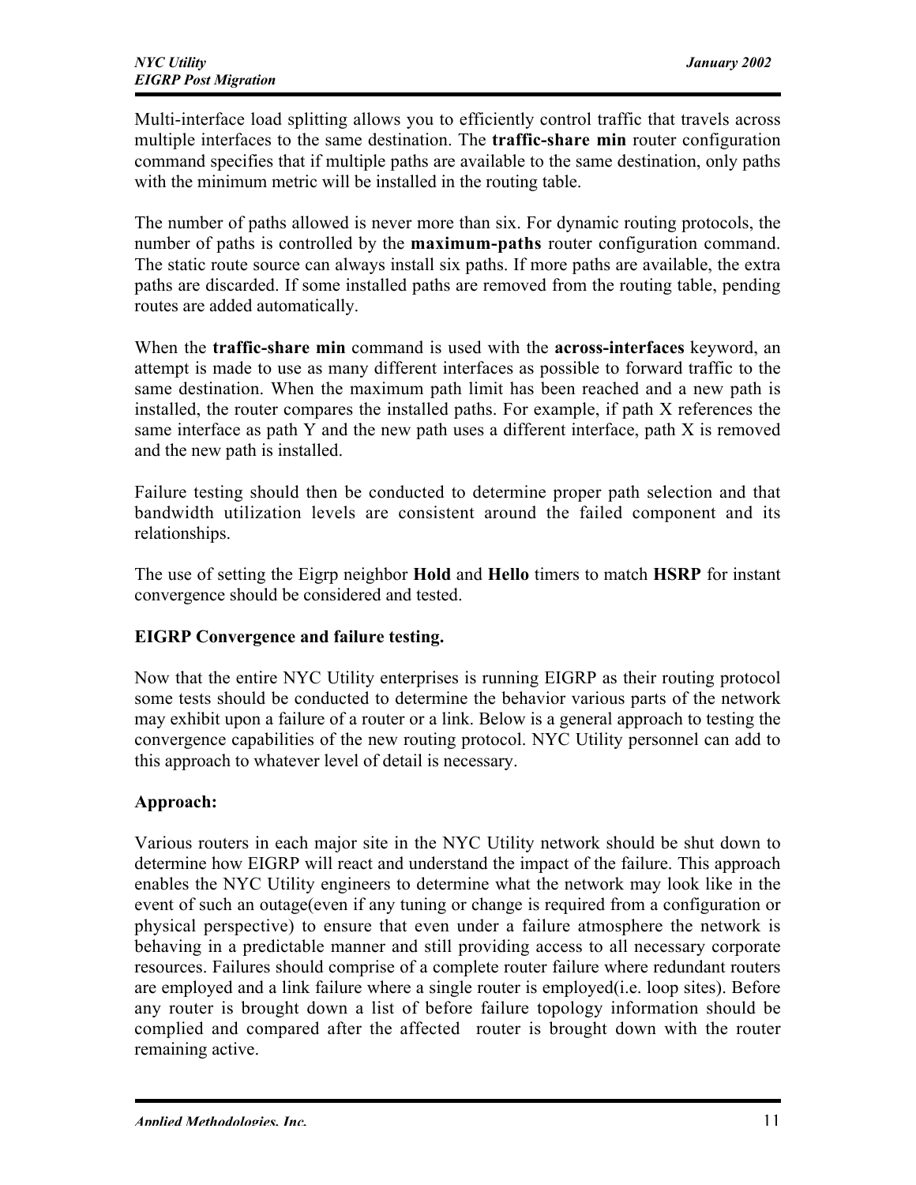Multi-interface load splitting allows you to efficiently control traffic that travels across multiple interfaces to the same destination. The **traffic-share min** router configuration command specifies that if multiple paths are available to the same destination, only paths with the minimum metric will be installed in the routing table.

The number of paths allowed is never more than six. For dynamic routing protocols, the number of paths is controlled by the **maximum-paths** router configuration command. The static route source can always install six paths. If more paths are available, the extra paths are discarded. If some installed paths are removed from the routing table, pending routes are added automatically.

When the **traffic-share min** command is used with the **across-interfaces** keyword, an attempt is made to use as many different interfaces as possible to forward traffic to the same destination. When the maximum path limit has been reached and a new path is installed, the router compares the installed paths. For example, if path X references the same interface as path Y and the new path uses a different interface, path X is removed and the new path is installed.

Failure testing should then be conducted to determine proper path selection and that bandwidth utilization levels are consistent around the failed component and its relationships.

The use of setting the Eigrp neighbor **Hold** and **Hello** timers to match **HSRP** for instant convergence should be considered and tested.

**EIGRP Convergence and failure testing.**

Now that the entire NYC Utility enterprises is running EIGRP as their routing protocol some tests should be conducted to determine the behavior various parts of the network may exhibit upon a failure of a router or a link. Below is a general approach to testing the convergence capabilities of the new routing protocol. NYC Utility personnel can add to this approach to whatever level of detail is necessary.

**Approach:**

Various routers in each major site in the NYC Utility network should be shut down to determine how EIGRP will react and understand the impact of the failure. This approach enables the NYC Utility engineers to determine what the network may look like in the event of such an outage(even if any tuning or change is required from a configuration or physical perspective) to ensure that even under a failure atmosphere the network is behaving in a predictable manner and still providing access to all necessary corporate resources. Failures should comprise of a complete router failure where redundant routers are employed and a link failure where a single router is employed(i.e. loop sites). Before any router is brought down a list of before failure topology information should be complied and compared after the affected router is brought down with the router remaining active.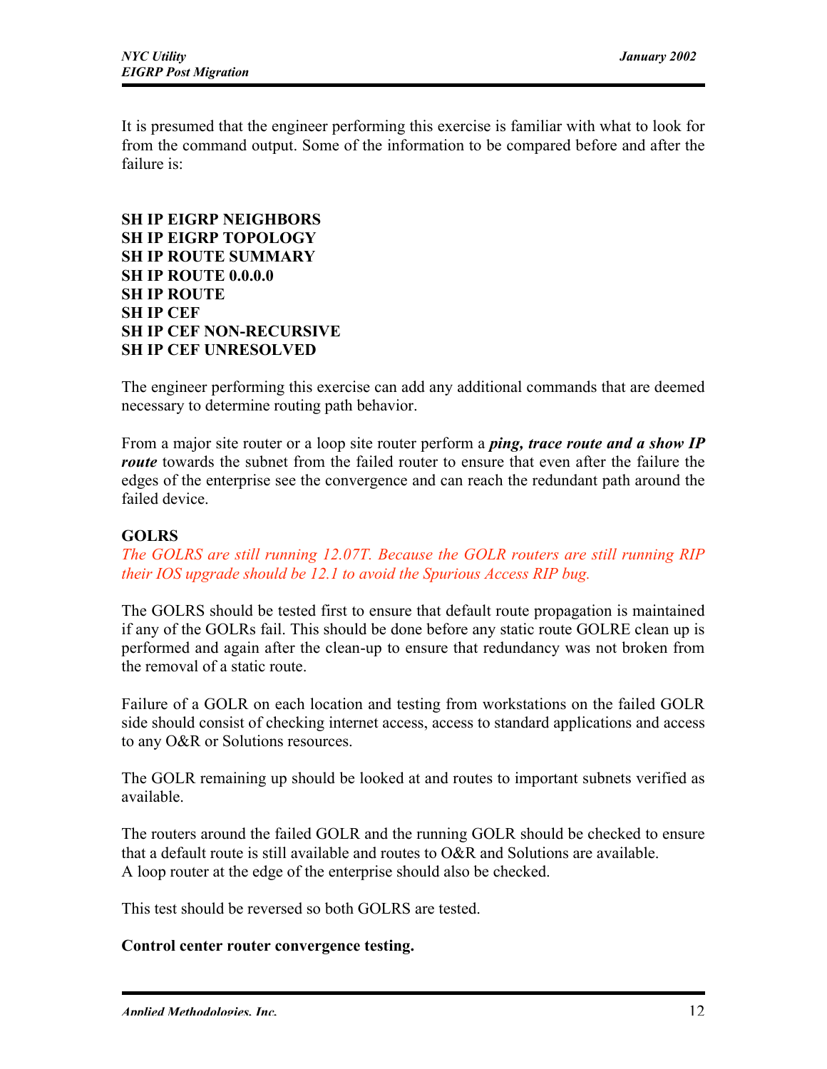It is presumed that the engineer performing this exercise is familiar with what to look for from the command output. Some of the information to be compared before and after the failure is:

**SH IP EIGRP NEIGHBORS**
**SH IP EIGRP TOPOLOGY**
**SH IP ROUTE SUMMARY**
**SH IP ROUTE 0.0.0.0**
**SH IP ROUTE**
**SH IP CEF**
**SH IP CEF NON-RECURSIVE**
**SH IP CEF UNRESOLVED**

The engineer performing this exercise can add any additional commands that are deemed necessary to determine routing path behavior.

From a major site router or a loop site router perform a ***ping, trace route and a show IP route*** towards the subnet from the failed router to ensure that even after the failure the edges of the enterprise see the convergence and can reach the redundant path around the failed device.

**GOLRS**

*The GOLRS are still running 12.07T. Because the GOLR routers are still running RIP their IOS upgrade should be 12.1 to avoid the Spurious Access RIP bug.*

The GOLRS should be tested first to ensure that default route propagation is maintained if any of the GOLRs fail. This should be done before any static route GOLRE clean up is performed and again after the clean-up to ensure that redundancy was not broken from the removal of a static route.

Failure of a GOLR on each location and testing from workstations on the failed GOLR side should consist of checking internet access, access to standard applications and access to any O&R or Solutions resources.

The GOLR remaining up should be looked at and routes to important subnets verified as available.

The routers around the failed GOLR and the running GOLR should be checked to ensure that a default route is still available and routes to O&R and Solutions are available.
A loop router at the edge of the enterprise should also be checked.

This test should be reversed so both GOLRS are tested.

**Control center router convergence testing.**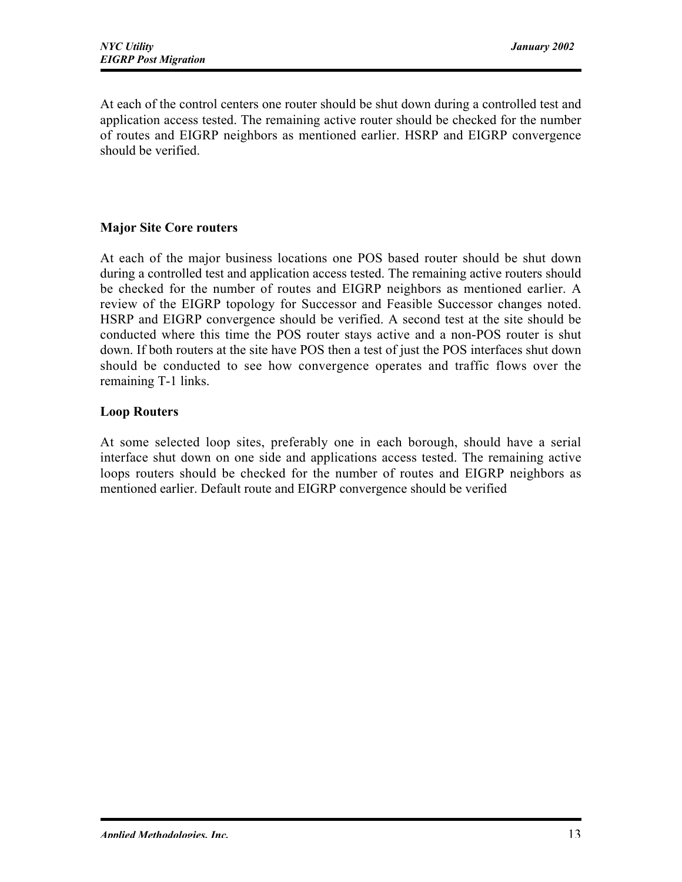At each of the control centers one router should be shut down during a controlled test and application access tested. The remaining active router should be checked for the number of routes and EIGRP neighbors as mentioned earlier. HSRP and EIGRP convergence should be verified.

### Major Site Core routers

At each of the major business locations one POS based router should be shut down during a controlled test and application access tested. The remaining active routers should be checked for the number of routes and EIGRP neighbors as mentioned earlier. A review of the EIGRP topology for Successor and Feasible Successor changes noted. HSRP and EIGRP convergence should be verified. A second test at the site should be conducted where this time the POS router stays active and a non-POS router is shut down. If both routers at the site have POS then a test of just the POS interfaces shut down should be conducted to see how convergence operates and traffic flows over the remaining T-1 links.

### Loop Routers

At some selected loop sites, preferably one in each borough, should have a serial interface shut down on one side and applications access tested. The remaining active loops routers should be checked for the number of routes and EIGRP neighbors as mentioned earlier. Default route and EIGRP convergence should be verified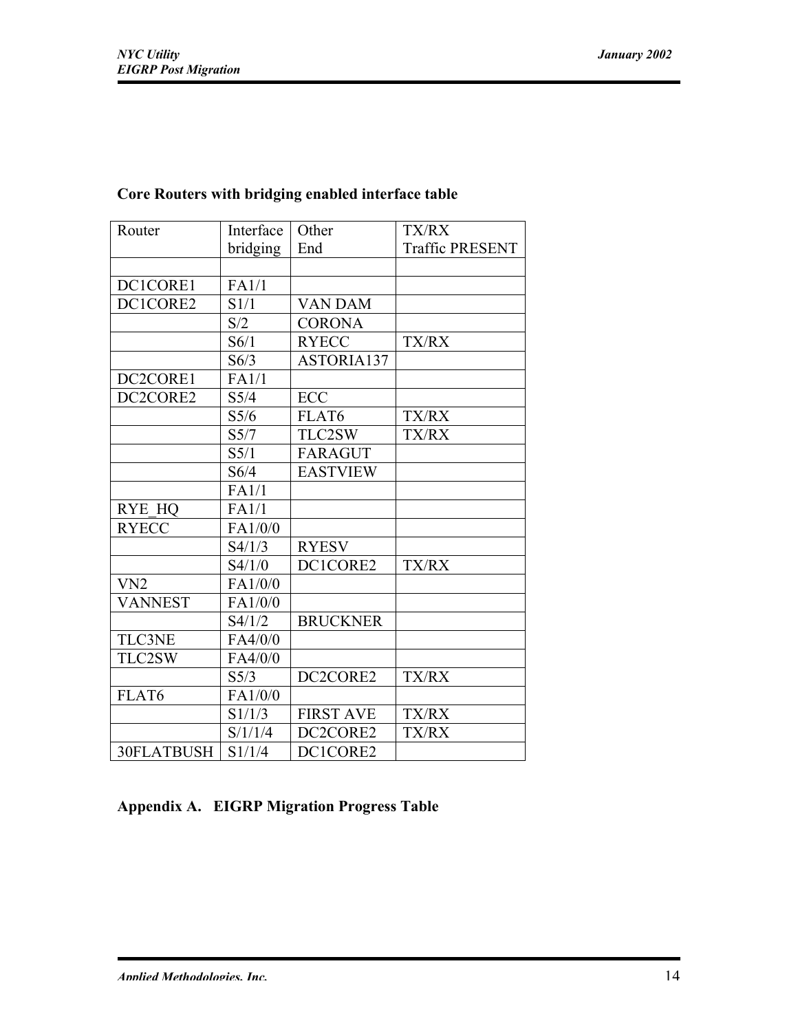## Core Routers with bridging enabled interface table

| Router | Interface bridging | Other End | TX/RX Traffic PRESENT |
|---|---|---|---|
| | | | |
| DC1CORE1 | FA1/1 | | |
| DC1CORE2 | S1/1 | VAN DAM | |
| | S/2 | CORONA | |
| | S6/1 | RYECC | TX/RX |
| | S6/3 | ASTORIA137 | |
| DC2CORE1 | FA1/1 | | |
| DC2CORE2 | S5/4 | ECC | |
| | S5/6 | FLAT6 | TX/RX |
| | S5/7 | TLC2SW | TX/RX |
| | S5/1 | FARAGUT | |
| | S6/4 | EASTVIEW | |
| | FA1/1 | | |
| RYE_HQ | FA1/1 | | |
| RYECC | FA1/0/0 | | |
| | S4/1/3 | RYESV | |
| | S4/1/0 | DC1CORE2 | TX/RX |
| VN2 | FA1/0/0 | | |
| VANNEST | FA1/0/0 | | |
| | S4/1/2 | BRUCKNER | |
| TLC3NE | FA4/0/0 | | |
| TLC2SW | FA4/0/0 | | |
| | S5/3 | DC2CORE2 | TX/RX |
| FLAT6 | FA1/0/0 | | |
| | S1/1/3 | FIRST AVE | TX/RX |
| | S/1/1/4 | DC2CORE2 | TX/RX |
| 30FLATBUSH | S1/1/4 | DC1CORE2 | |

## Appendix A. EIGRP Migration Progress Table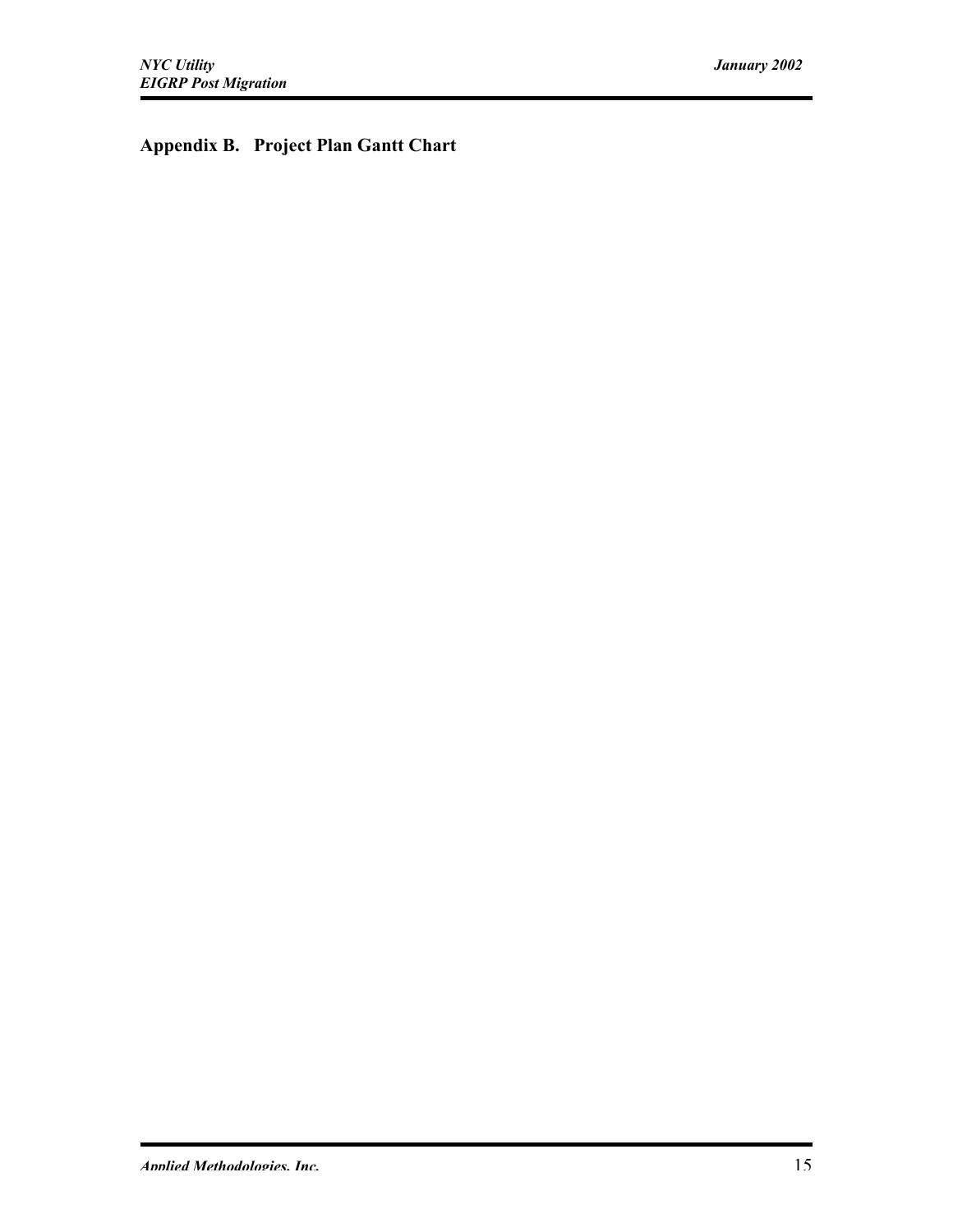## Appendix B. Project Plan Gantt Chart